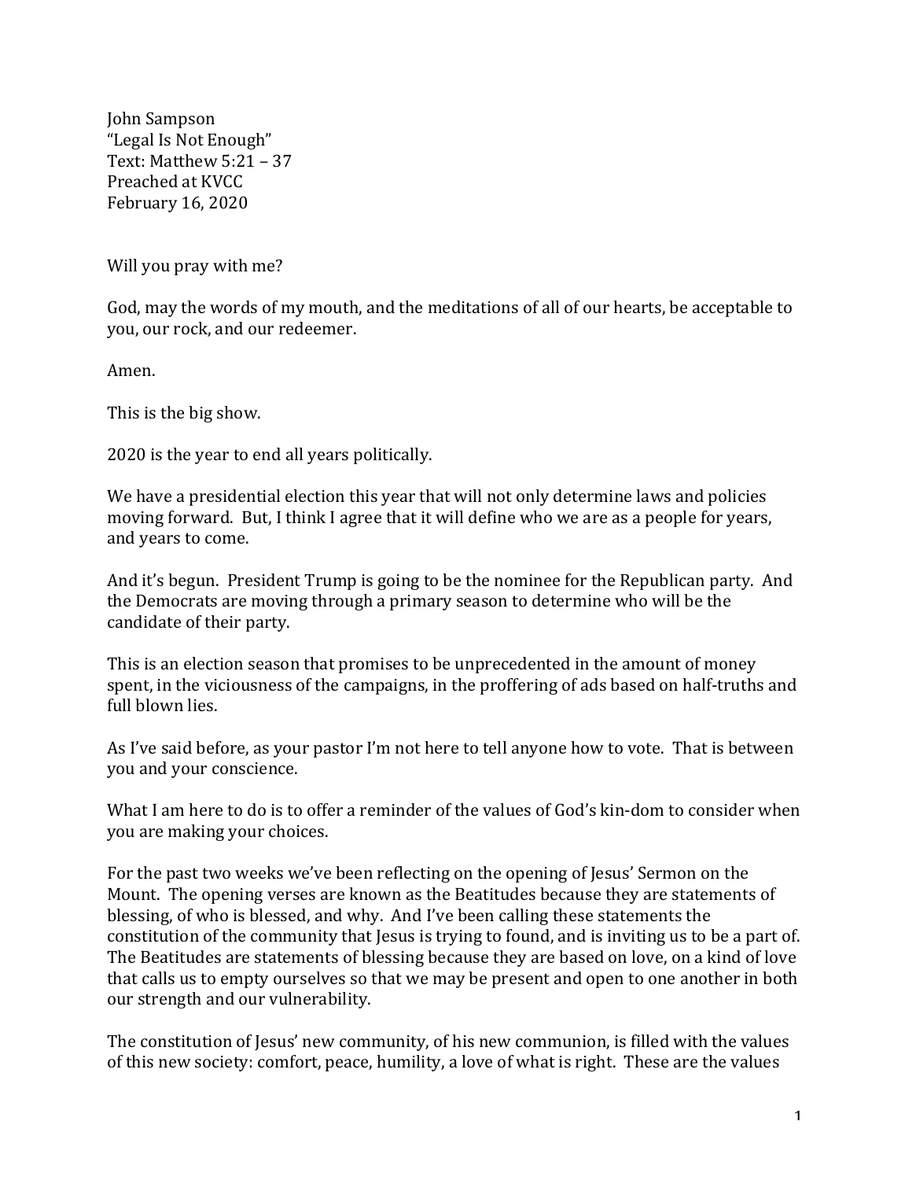John Sampson
"Legal Is Not Enough"
Text: Matthew 5:21 – 37
Preached at KVCC
February 16, 2020

Will you pray with me?

God, may the words of my mouth, and the meditations of all of our hearts, be acceptable to you, our rock, and our redeemer.

Amen.

This is the big show.

2020 is the year to end all years politically.

We have a presidential election this year that will not only determine laws and policies moving forward. But, I think I agree that it will define who we are as a people for years, and years to come.

And it's begun. President Trump is going to be the nominee for the Republican party. And the Democrats are moving through a primary season to determine who will be the candidate of their party.

This is an election season that promises to be unprecedented in the amount of money spent, in the viciousness of the campaigns, in the proffering of ads based on half-truths and full blown lies.

As I've said before, as your pastor I'm not here to tell anyone how to vote. That is between you and your conscience.

What I am here to do is to offer a reminder of the values of God's kin-dom to consider when you are making your choices.

For the past two weeks we've been reflecting on the opening of Jesus' Sermon on the Mount. The opening verses are known as the Beatitudes because they are statements of blessing, of who is blessed, and why. And I've been calling these statements the constitution of the community that Jesus is trying to found, and is inviting us to be a part of. The Beatitudes are statements of blessing because they are based on love, on a kind of love that calls us to empty ourselves so that we may be present and open to one another in both our strength and our vulnerability.

The constitution of Jesus' new community, of his new communion, is filled with the values of this new society: comfort, peace, humility, a love of what is right. These are the values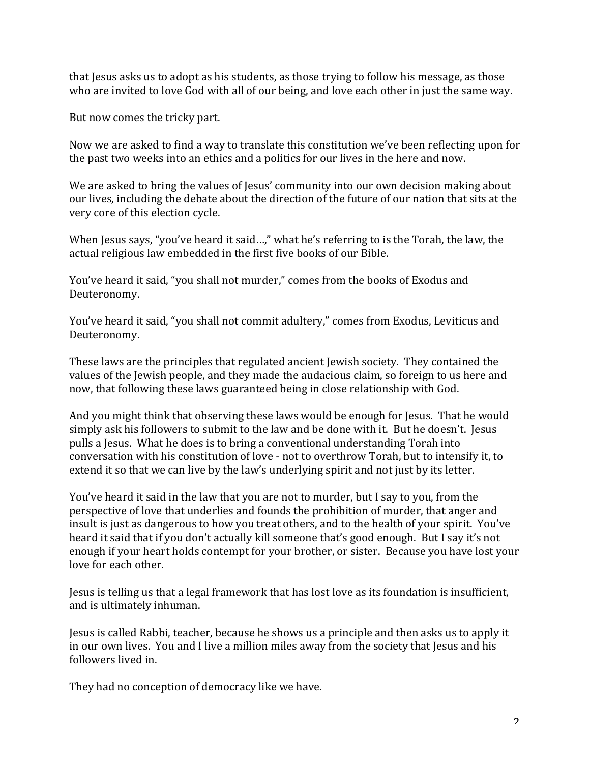that Jesus asks us to adopt as his students, as those trying to follow his message, as those who are invited to love God with all of our being, and love each other in just the same way.

But now comes the tricky part.

Now we are asked to find a way to translate this constitution we've been reflecting upon for the past two weeks into an ethics and a politics for our lives in the here and now.

We are asked to bring the values of Jesus' community into our own decision making about our lives, including the debate about the direction of the future of our nation that sits at the very core of this election cycle.

When Jesus says, "you've heard it said…," what he's referring to is the Torah, the law, the actual religious law embedded in the first five books of our Bible.

You've heard it said, "you shall not murder," comes from the books of Exodus and Deuteronomy.

You've heard it said, "you shall not commit adultery," comes from Exodus, Leviticus and Deuteronomy.

These laws are the principles that regulated ancient Jewish society. They contained the values of the Jewish people, and they made the audacious claim, so foreign to us here and now, that following these laws guaranteed being in close relationship with God.

And you might think that observing these laws would be enough for Jesus. That he would simply ask his followers to submit to the law and be done with it. But he doesn't. Jesus pulls a Jesus. What he does is to bring a conventional understanding Torah into conversation with his constitution of love - not to overthrow Torah, but to intensify it, to extend it so that we can live by the law's underlying spirit and not just by its letter.

You've heard it said in the law that you are not to murder, but I say to you, from the perspective of love that underlies and founds the prohibition of murder, that anger and insult is just as dangerous to how you treat others, and to the health of your spirit. You've heard it said that if you don't actually kill someone that's good enough. But I say it's not enough if your heart holds contempt for your brother, or sister. Because you have lost your love for each other.

Jesus is telling us that a legal framework that has lost love as its foundation is insufficient, and is ultimately inhuman.

Jesus is called Rabbi, teacher, because he shows us a principle and then asks us to apply it in our own lives. You and I live a million miles away from the society that Jesus and his followers lived in.

They had no conception of democracy like we have.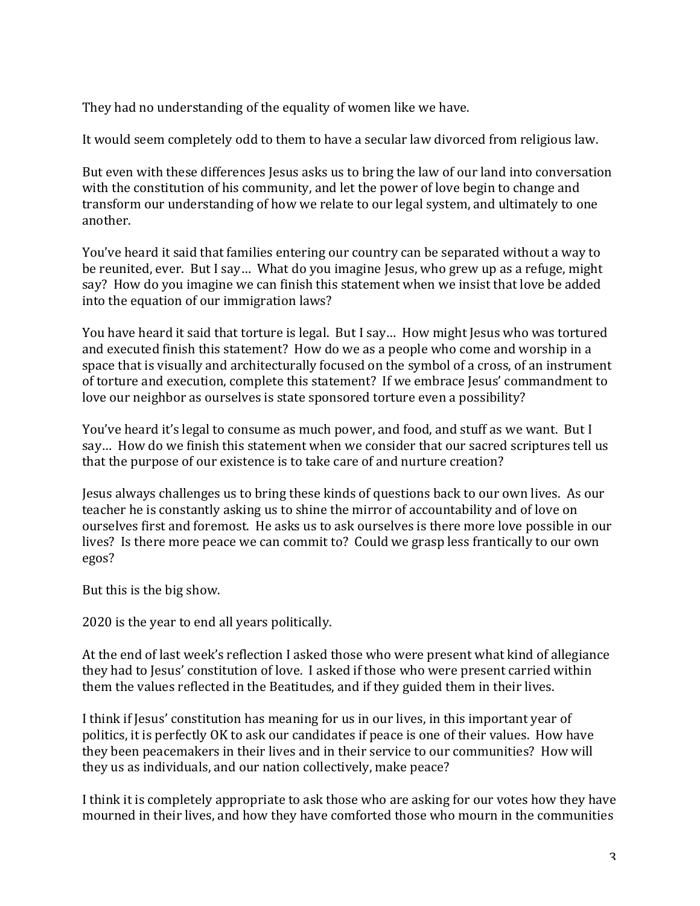They had no understanding of the equality of women like we have.

It would seem completely odd to them to have a secular law divorced from religious law.

But even with these differences Jesus asks us to bring the law of our land into conversation with the constitution of his community, and let the power of love begin to change and transform our understanding of how we relate to our legal system, and ultimately to one another.

You've heard it said that families entering our country can be separated without a way to be reunited, ever. But I say… What do you imagine Jesus, who grew up as a refuge, might say? How do you imagine we can finish this statement when we insist that love be added into the equation of our immigration laws?

You have heard it said that torture is legal. But I say… How might Jesus who was tortured and executed finish this statement? How do we as a people who come and worship in a space that is visually and architecturally focused on the symbol of a cross, of an instrument of torture and execution, complete this statement? If we embrace Jesus' commandment to love our neighbor as ourselves is state sponsored torture even a possibility?

You've heard it's legal to consume as much power, and food, and stuff as we want. But I say… How do we finish this statement when we consider that our sacred scriptures tell us that the purpose of our existence is to take care of and nurture creation?

Jesus always challenges us to bring these kinds of questions back to our own lives. As our teacher he is constantly asking us to shine the mirror of accountability and of love on ourselves first and foremost. He asks us to ask ourselves is there more love possible in our lives? Is there more peace we can commit to? Could we grasp less frantically to our own egos?

But this is the big show.

2020 is the year to end all years politically.

At the end of last week's reflection I asked those who were present what kind of allegiance they had to Jesus' constitution of love. I asked if those who were present carried within them the values reflected in the Beatitudes, and if they guided them in their lives.

I think if Jesus' constitution has meaning for us in our lives, in this important year of politics, it is perfectly OK to ask our candidates if peace is one of their values. How have they been peacemakers in their lives and in their service to our communities? How will they us as individuals, and our nation collectively, make peace?

I think it is completely appropriate to ask those who are asking for our votes how they have mourned in their lives, and how they have comforted those who mourn in the communities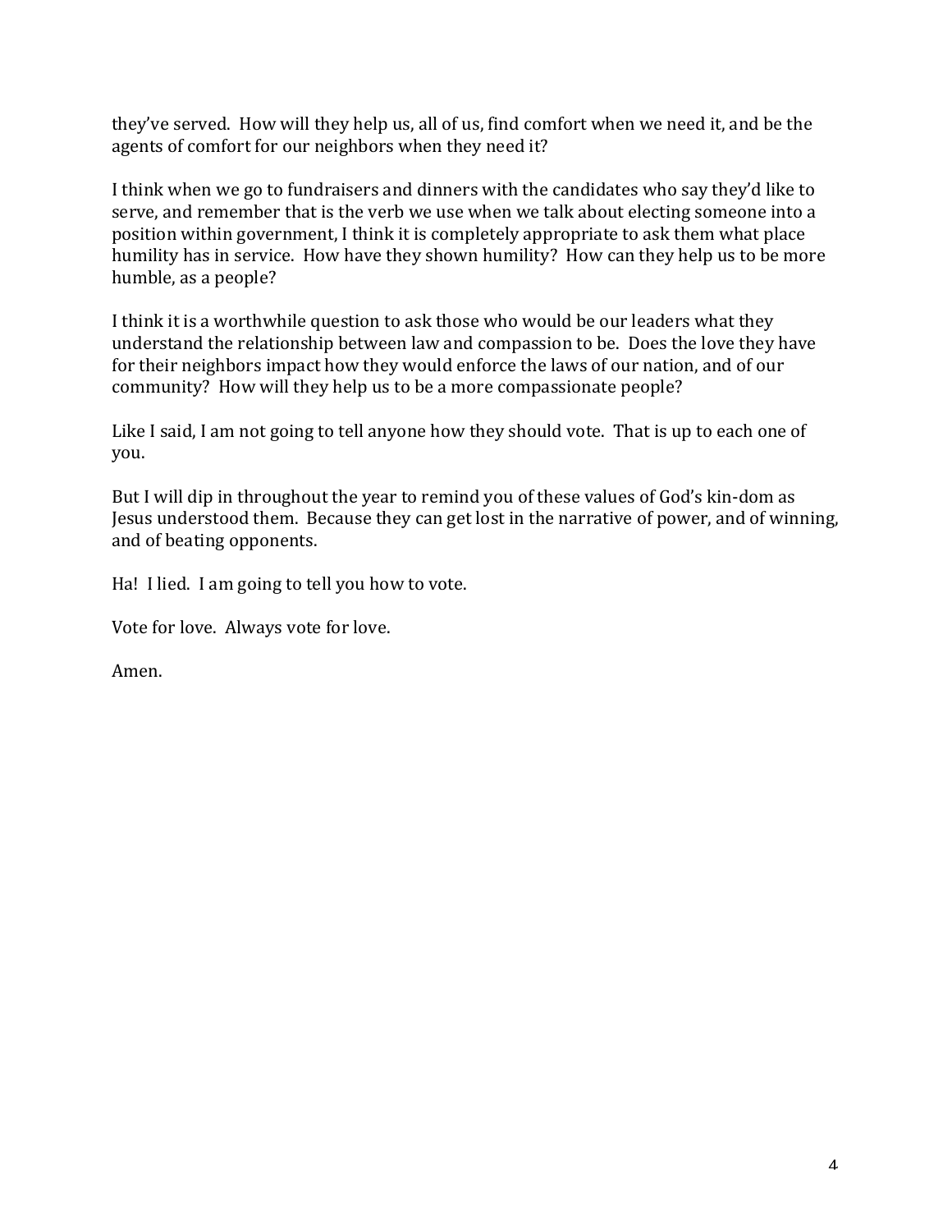they've served. How will they help us, all of us, find comfort when we need it, and be the agents of comfort for our neighbors when they need it?

I think when we go to fundraisers and dinners with the candidates who say they'd like to serve, and remember that is the verb we use when we talk about electing someone into a position within government, I think it is completely appropriate to ask them what place humility has in service. How have they shown humility? How can they help us to be more humble, as a people?

I think it is a worthwhile question to ask those who would be our leaders what they understand the relationship between law and compassion to be. Does the love they have for their neighbors impact how they would enforce the laws of our nation, and of our community? How will they help us to be a more compassionate people?

Like I said, I am not going to tell anyone how they should vote. That is up to each one of you.

But I will dip in throughout the year to remind you of these values of God's kin-dom as Jesus understood them. Because they can get lost in the narrative of power, and of winning, and of beating opponents.

Ha! I lied. I am going to tell you how to vote.

Vote for love. Always vote for love.

Amen.